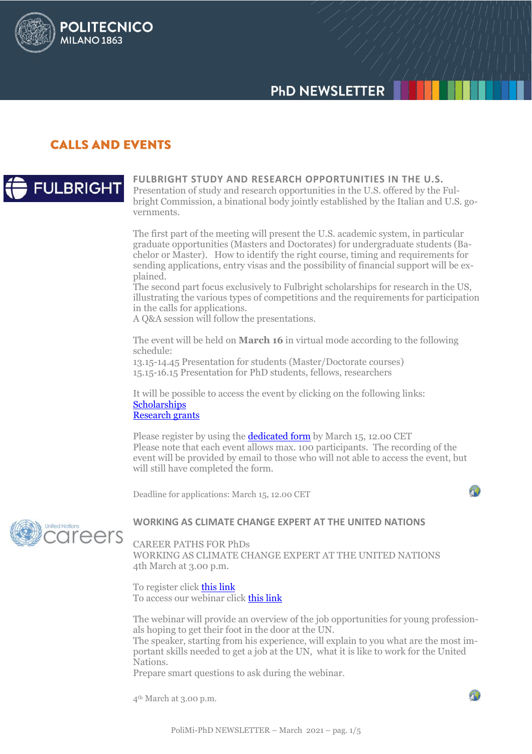## CALLS AND EVENTS

### FULBRIGHT STUDY AND RESEARCH OPPORTUNITIES IN THE U.S.

Presentation of study and research opportunities in the U.S. offered by the Fulbright Commission, a binational body jointly established by the Italian and U.S. governments.

The first part of the meeting will present the U.S. academic system, in particular graduate opportunities (Masters and Doctorates) for undergraduate students (Bachelor or Master). How to identify the right course, timing and requirements for sending applications, entry visas and the possibility of financial support will be explained.
The second part focus exclusively to Fulbright scholarships for research in the US, illustrating the various types of competitions and the requirements for participation in the calls for applications.
A Q&A session will follow the presentations.

The event will be held on **March 16** in virtual mode according to the following schedule:
13.15-14.45 Presentation for students (Master/Doctorate courses)
15.15-16.15 Presentation for PhD students, fellows, researchers

It will be possible to access the event by clicking on the following links:
Scholarships
Research grants

Please register by using the dedicated form by March 15, 12.00 CET
Please note that each event allows max. 100 participants. The recording of the event will be provided by email to those who will not able to access the event, but will still have completed the form.

Deadline for applications: March 15, 12.00 CET

### WORKING AS CLIMATE CHANGE EXPERT AT THE UNITED NATIONS

CAREER PATHS FOR PhDs
WORKING AS CLIMATE CHANGE EXPERT AT THE UNITED NATIONS
4th March at 3.00 p.m.

To register click this link
To access our webinar click this link

The webinar will provide an overview of the job opportunities for young professionals hoping to get their foot in the door at the UN.
The speaker, starting from his experience, will explain to you what are the most important skills needed to get a job at the UN, what it is like to work for the United Nations.
Prepare smart questions to ask during the webinar.

4th March at 3.00 p.m.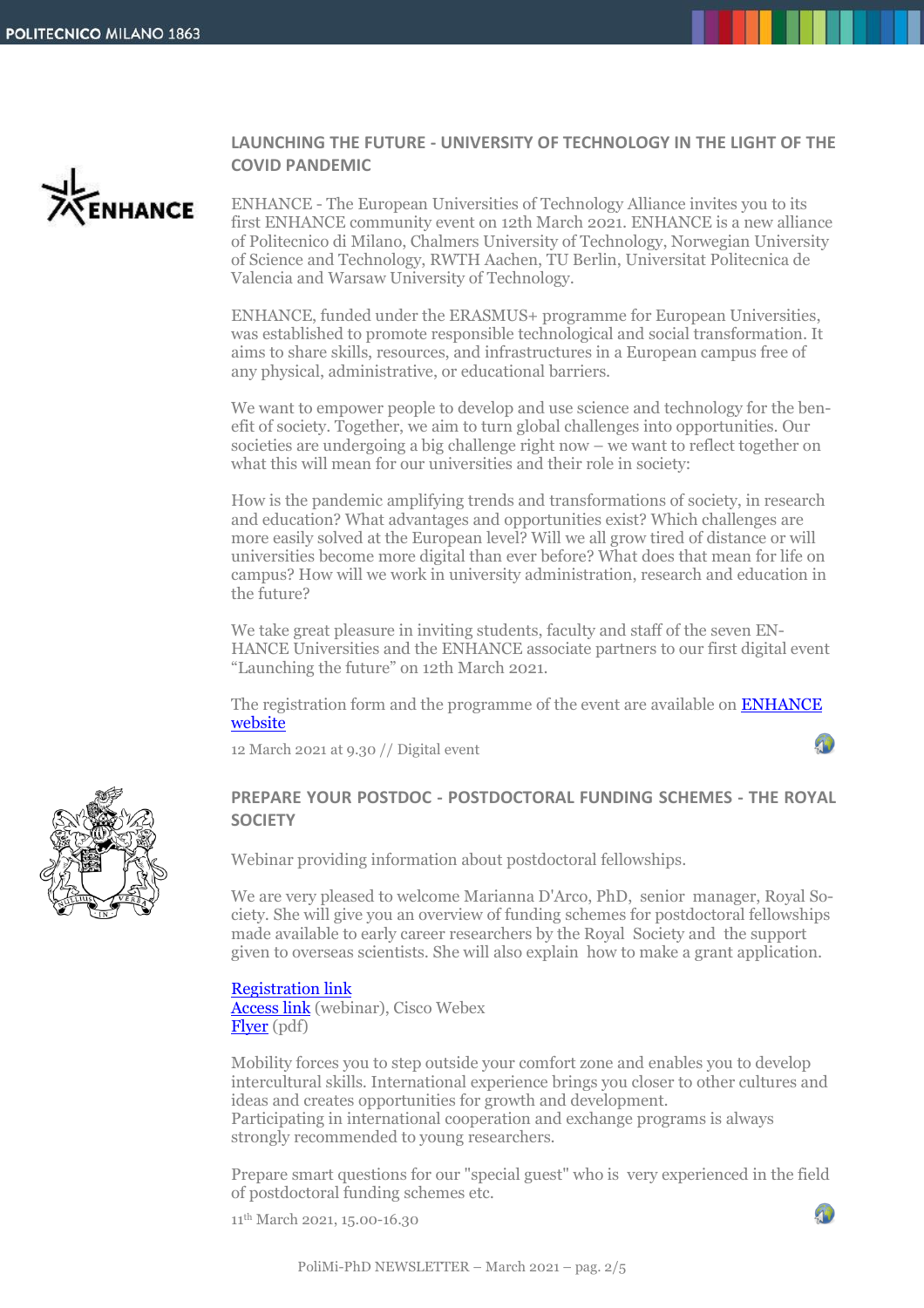## LAUNCHING THE FUTURE - UNIVERSITY OF TECHNOLOGY IN THE LIGHT OF THE COVID PANDEMIC

ENHANCE - The European Universities of Technology Alliance invites you to its first ENHANCE community event on 12th March 2021. ENHANCE is a new alliance of Politecnico di Milano, Chalmers University of Technology, Norwegian University of Science and Technology, RWTH Aachen, TU Berlin, Universitat Politecnica de Valencia and Warsaw University of Technology.

ENHANCE, funded under the ERASMUS+ programme for European Universities, was established to promote responsible technological and social transformation. It aims to share skills, resources, and infrastructures in a European campus free of any physical, administrative, or educational barriers.

We want to empower people to develop and use science and technology for the benefit of society. Together, we aim to turn global challenges into opportunities. Our societies are undergoing a big challenge right now – we want to reflect together on what this will mean for our universities and their role in society:

How is the pandemic amplifying trends and transformations of society, in research and education? What advantages and opportunities exist? Which challenges are more easily solved at the European level? Will we all grow tired of distance or will universities become more digital than ever before? What does that mean for life on campus? How will we work in university administration, research and education in the future?

We take great pleasure in inviting students, faculty and staff of the seven ENHANCE Universities and the ENHANCE associate partners to our first digital event "Launching the future" on 12th March 2021.

The registration form and the programme of the event are available on ENHANCE website

12 March 2021 at 9.30 // Digital event

## PREPARE YOUR POSTDOC - POSTDOCTORAL FUNDING SCHEMES - THE ROYAL SOCIETY

Webinar providing information about postdoctoral fellowships.

We are very pleased to welcome Marianna D'Arco, PhD, senior manager, Royal Society. She will give you an overview of funding schemes for postdoctoral fellowships made available to early career researchers by the Royal Society and the support given to overseas scientists. She will also explain how to make a grant application.

Registration link
Access link (webinar), Cisco Webex
Flyer (pdf)

Mobility forces you to step outside your comfort zone and enables you to develop intercultural skills. International experience brings you closer to other cultures and ideas and creates opportunities for growth and development.
Participating in international cooperation and exchange programs is always strongly recommended to young researchers.

Prepare smart questions for our "special guest" who is very experienced in the field of postdoctoral funding schemes etc.

11th March 2021, 15.00-16.30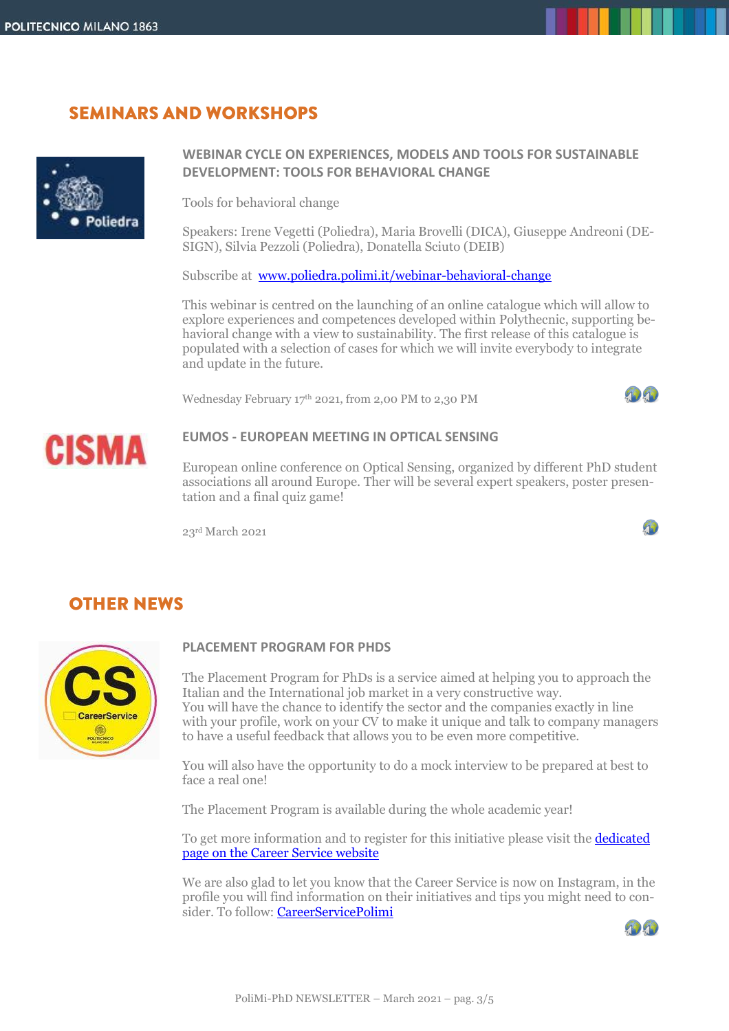## SEMINARS AND WORKSHOPS

### WEBINAR CYCLE ON EXPERIENCES, MODELS AND TOOLS FOR SUSTAINABLE DEVELOPMENT: TOOLS FOR BEHAVIORAL CHANGE

Tools for behavioral change

Speakers: Irene Vegetti (Poliedra), Maria Brovelli (DICA), Giuseppe Andreoni (DESIGN), Silvia Pezzoli (Poliedra), Donatella Sciuto (DEIB)

Subscribe at [www.poliedra.polimi.it/webinar-behavioral-change](www.poliedra.polimi.it/webinar-behavioral-change)

This webinar is centred on the launching of an online catalogue which will allow to explore experiences and competences developed within Polythecnic, supporting behavioral change with a view to sustainability. The first release of this catalogue is populated with a selection of cases for which we will invite everybody to integrate and update in the future.

Wednesday February 17th 2021, from 2,00 PM to 2,30 PM

### EUMOS - EUROPEAN MEETING IN OPTICAL SENSING

European online conference on Optical Sensing, organized by different PhD student associations all around Europe. Ther will be several expert speakers, poster presentation and a final quiz game!

23rd March 2021

## OTHER NEWS

### PLACEMENT PROGRAM FOR PHDS

The Placement Program for PhDs is a service aimed at helping you to approach the Italian and the International job market in a very constructive way.
You will have the chance to identify the sector and the companies exactly in line with your profile, work on your CV to make it unique and talk to company managers to have a useful feedback that allows you to be even more competitive.

You will also have the opportunity to do a mock interview to be prepared at best to face a real one!

The Placement Program is available during the whole academic year!

To get more information and to register for this initiative please visit the dedicated page on the Career Service website

We are also glad to let you know that the Career Service is now on Instagram, in the profile you will find information on their initiatives and tips you might need to consider. To follow: CareerServicePolimi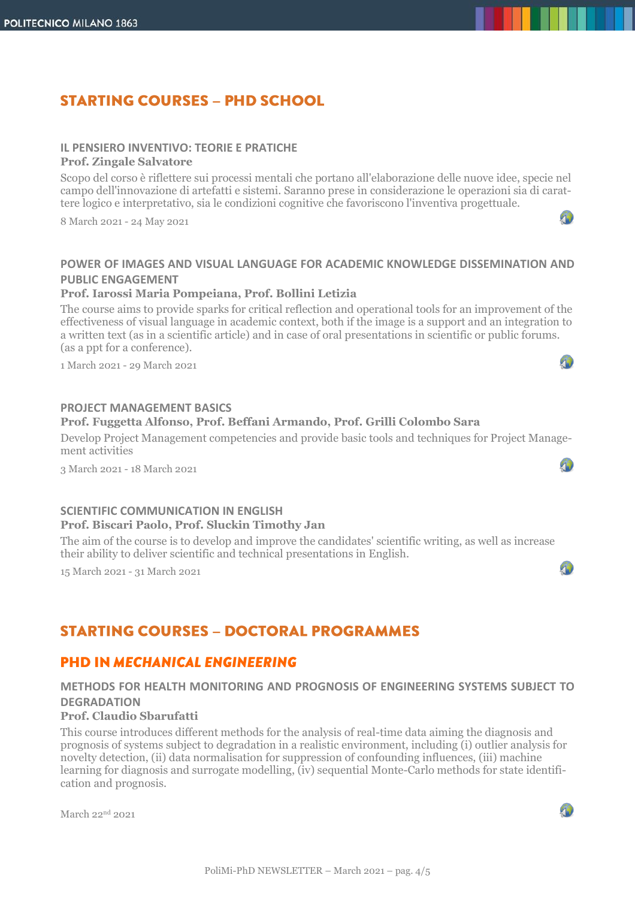## STARTING COURSES – PHD SCHOOL

### IL PENSIERO INVENTIVO: TEORIE E PRATICHE

**Prof. Zingale Salvatore**

Scopo del corso è riflettere sui processi mentali che portano all'elaborazione delle nuove idee, specie nel campo dell'innovazione di artefatti e sistemi. Saranno prese in considerazione le operazioni sia di carattere logico e interpretativo, sia le condizioni cognitive che favoriscono l'inventiva progettuale.

8 March 2021 - 24 May 2021

### POWER OF IMAGES AND VISUAL LANGUAGE FOR ACADEMIC KNOWLEDGE DISSEMINATION AND PUBLIC ENGAGEMENT

**Prof. Iarossi Maria Pompeiana, Prof. Bollini Letizia**

The course aims to provide sparks for critical reflection and operational tools for an improvement of the effectiveness of visual language in academic context, both if the image is a support and an integration to a written text (as in a scientific article) and in case of oral presentations in scientific or public forums. (as a ppt for a conference).

1 March 2021 - 29 March 2021

### PROJECT MANAGEMENT BASICS

**Prof. Fuggetta Alfonso, Prof. Beffani Armando, Prof. Grilli Colombo Sara**

Develop Project Management competencies and provide basic tools and techniques for Project Management activities

3 March 2021 - 18 March 2021

### SCIENTIFIC COMMUNICATION IN ENGLISH

**Prof. Biscari Paolo, Prof. Sluckin Timothy Jan**

The aim of the course is to develop and improve the candidates' scientific writing, as well as increase their ability to deliver scientific and technical presentations in English.

15 March 2021 - 31 March 2021

## STARTING COURSES – DOCTORAL PROGRAMMES

## PHD IN *MECHANICAL ENGINEERING*

### METHODS FOR HEALTH MONITORING AND PROGNOSIS OF ENGINEERING SYSTEMS SUBJECT TO DEGRADATION

**Prof. Claudio Sbarufatti**

This course introduces different methods for the analysis of real-time data aiming the diagnosis and prognosis of systems subject to degradation in a realistic environment, including (i) outlier analysis for novelty detection, (ii) data normalisation for suppression of confounding influences, (iii) machine learning for diagnosis and surrogate modelling, (iv) sequential Monte-Carlo methods for state identification and prognosis.

March 22nd 2021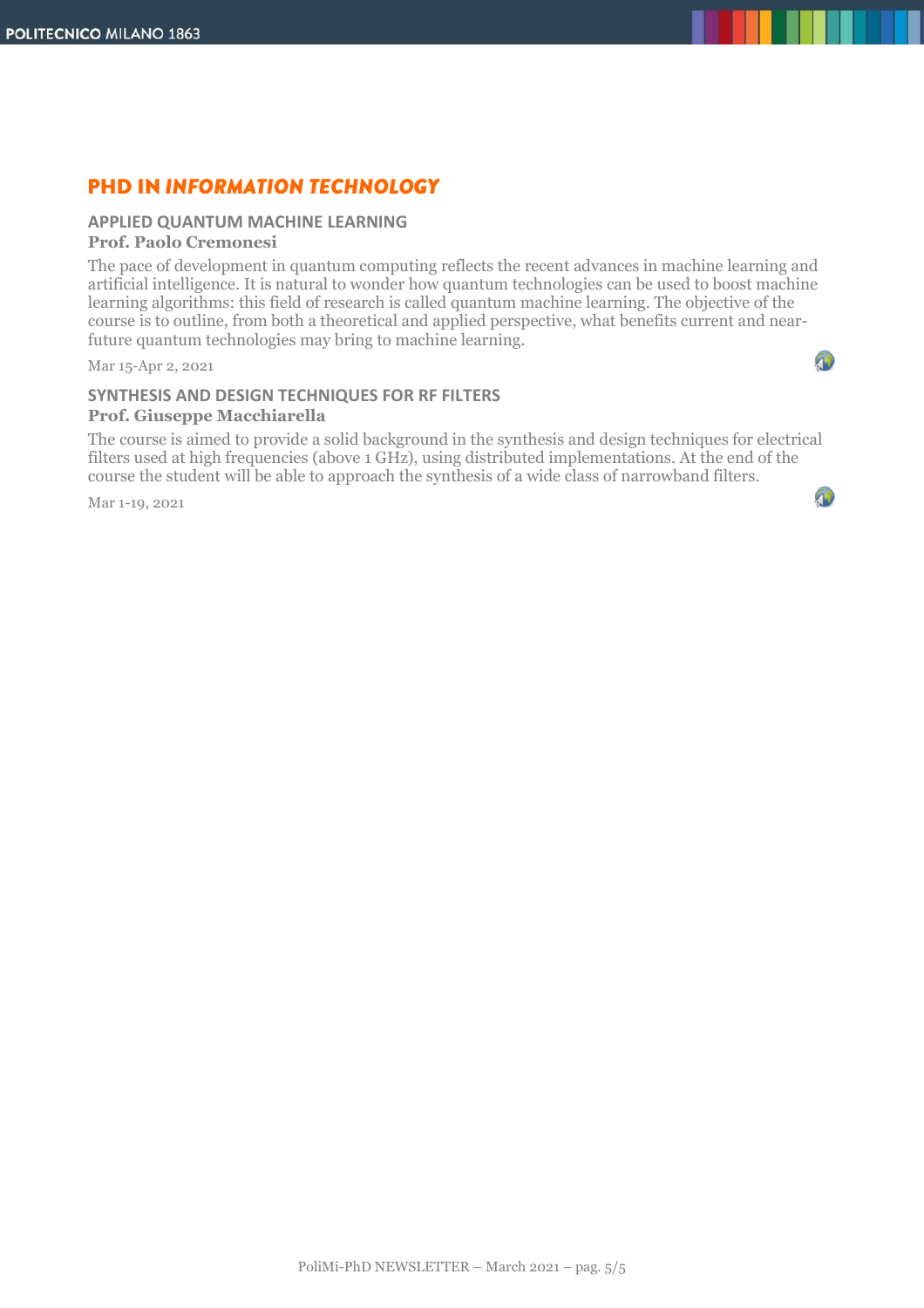## PHD IN *INFORMATION TECHNOLOGY*

### APPLIED QUANTUM MACHINE LEARNING

**Prof. Paolo Cremonesi**

The pace of development in quantum computing reflects the recent advances in machine learning and artificial intelligence. It is natural to wonder how quantum technologies can be used to boost machine learning algorithms: this field of research is called quantum machine learning. The objective of the course is to outline, from both a theoretical and applied perspective, what benefits current and near-future quantum technologies may bring to machine learning.

Mar 15-Apr 2, 2021

### SYNTHESIS AND DESIGN TECHNIQUES FOR RF FILTERS

**Prof. Giuseppe Macchiarella**

The course is aimed to provide a solid background in the synthesis and design techniques for electrical filters used at high frequencies (above 1 GHz), using distributed implementations. At the end of the course the student will be able to approach the synthesis of a wide class of narrowband filters.

Mar 1-19, 2021